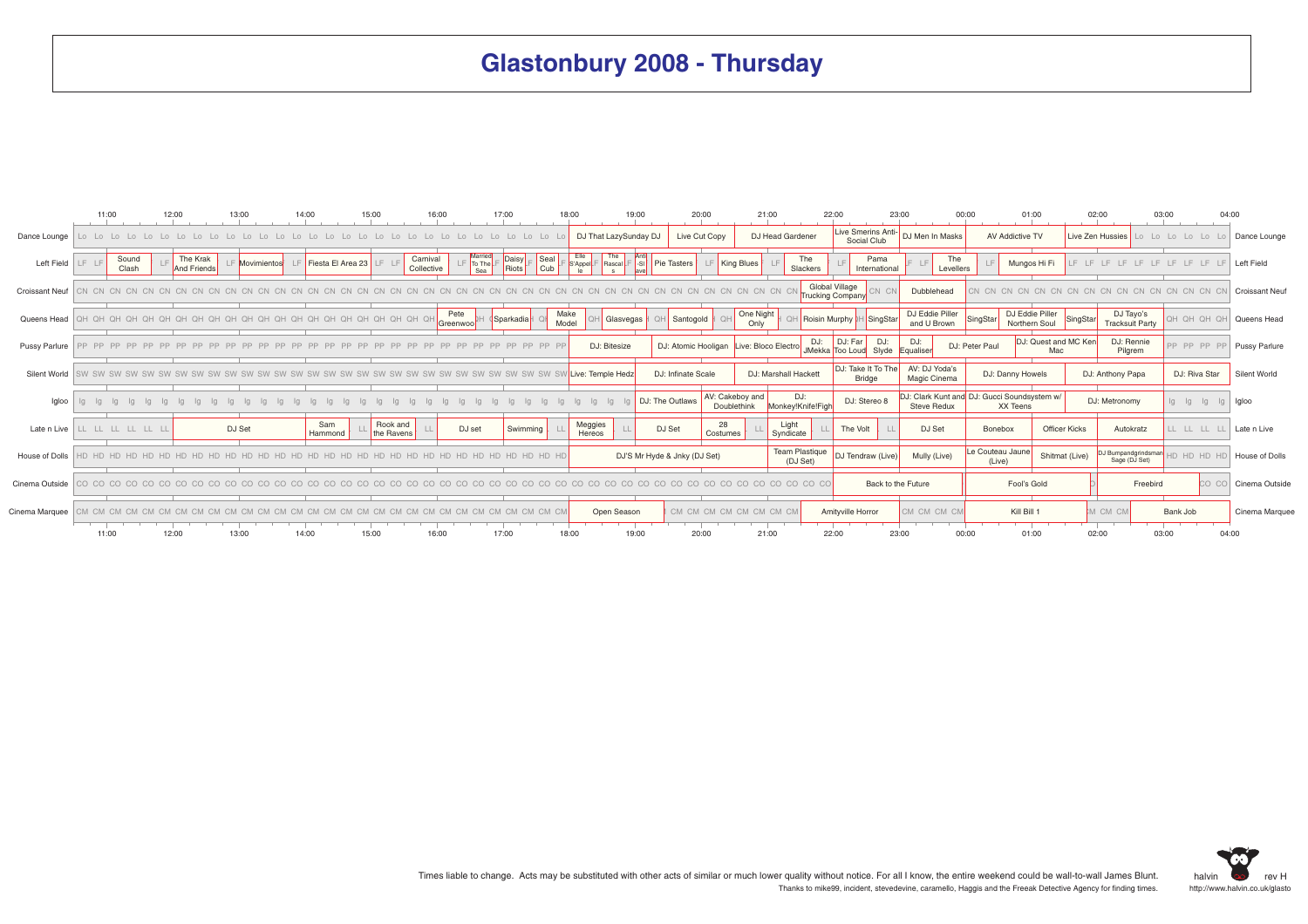# Glastonbury 2008 - Thursday

| Venue | 11:00–18:00 | 18:00 onwards |
|---|---|---|
| Dance Lounge | | DJ That LazySunday DJ; Live Cut Copy; DJ Head Gardener; Live Smerins Anti-Social Club; DJ Men In Masks; AV Addictive TV; Live Zen Hussies |
| Left Field | Sound Clash; The Krak And Friends; Movimientos; Fiesta El Area 23; Carnival Collective; Married To The Sea; Daisy Riots; Seal Cub | Elle S'Appelle; The Rascals; Anti-Slave; Pie Tasters; King Blues; The Slackers; Pama International; The Levellers; Mungos Hi Fi |
| Croissant Neuf | | Global Village Trucking Company; Dubblehead |
| Queens Head | Pete Greenwood; Sparkadia; Make Model | Glasvegas; Santogold; One Night Only; Roisin Murphy; SingStar; DJ Eddie Piller and U Brown; SingStar; DJ Eddie Piller Northern Soul; SingStar; DJ Tayo's Tracksuit Party |
| Pussy Parlure | | DJ: Bitesize; DJ: Atomic Hooligan; Live: Bloco Electro; DJ: JMekka; DJ: Far Too Loud; DJ: Slyde; DJ: Equaliser; DJ: Peter Paul; DJ: Quest and MC Ken Mac; DJ: Rennie Pilgrem |
| Silent World | | Live: Temple Hedz; DJ: Infinate Scale; DJ: Marshall Hackett; DJ: Take It To The Bridge; AV: DJ Yoda's Magic Cinema; DJ: Danny Howels; DJ: Anthony Papa; DJ: Riva Star |
| Igloo | | DJ: The Outlaws; AV: Cakeboy and Doublethink; DJ: Monkey!Knife!Fight; DJ: Stereo 8; DJ: Clark Kunt and Steve Redux; DJ: Gucci Soundsystem w/ XX Teens; DJ: Metronomy |
| Late n Live | DJ Set; Sam Hammond; Rook and the Ravens; DJ set; Swimming | Meggies Hereos; DJ Set; 28 Costumes; Light Syndicate; The Volt; DJ Set; Bonebox; Officer Kicks; Autokratz |
| House of Dolls | | DJ'S Mr Hyde & Jnky (DJ Set); Team Plastique (DJ Set); DJ Tendraw (Live); Mully (Live); Le Couteau Jaune (Live); Shitmat (Live); DJ Bumpandgrindsman Sage (DJ Set) |
| Cinema Outside | | Back to the Future; Fool's Gold; Freebird |
| Cinema Marquee | | Open Season; Amityville Horror; Kill Bill 1; Bank Job |

Times liable to change. Acts may be substituted with other acts of similar or much lower quality without notice. For all I know, the entire weekend could be wall-to-wall James Blunt.

Thanks to mike99, incident, stevedevine, caramello, Haggis and the Freeak Detective Agency for finding times.

halvin rev H
http://www.halvin.co.uk/glasto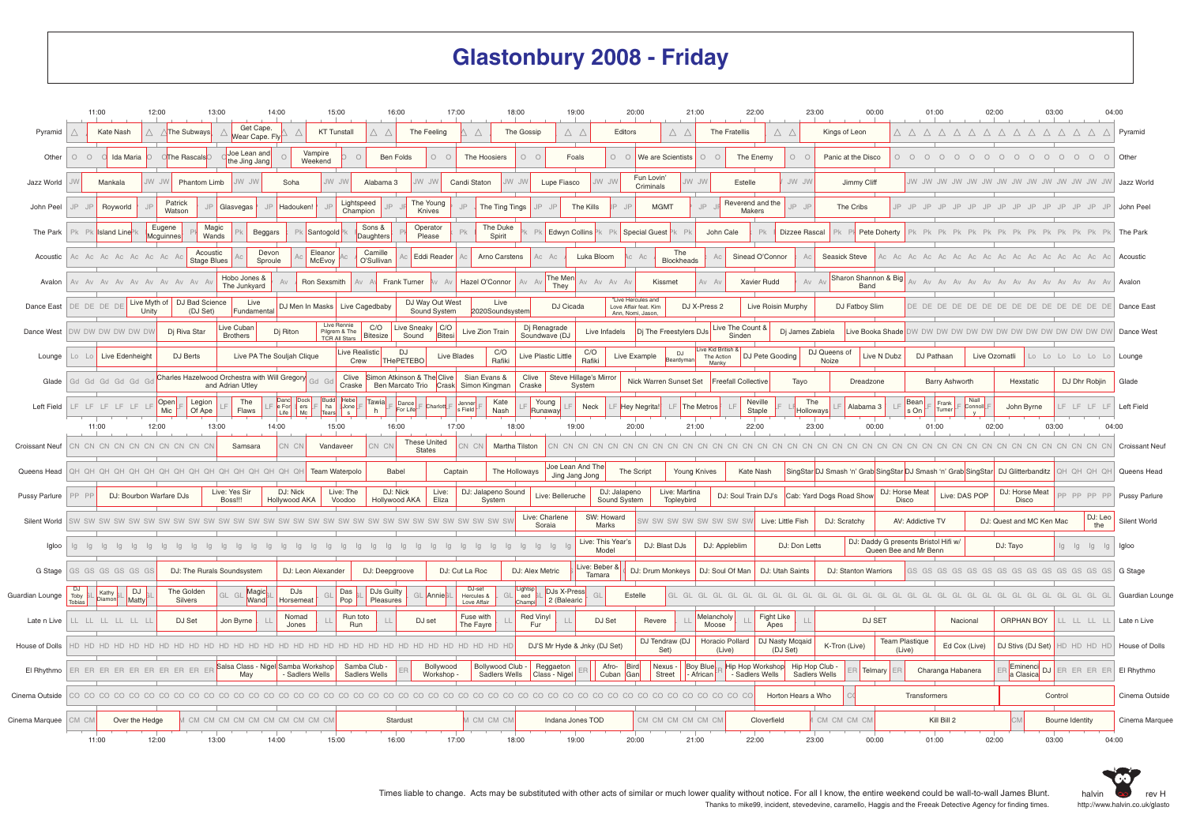# Glastonbury 2008 - Friday

| Stage | Acts (in time order) |
|---|---|
| Pyramid | Kate Nash; The Subways; Get Cape. Wear Cape. Fly; KT Tunstall; The Feeling; The Gossip; Editors; The Fratellis; Kings of Leon |
| Other | Ida Maria; The Rascals; Joe Lean and the Jing Jang; Vampire Weekend; Ben Folds; The Hoosiers; Foals; We are Scientists; The Enemy; Panic at the Disco |
| Jazz World | Mankala; Phantom Limb; Soha; Alabama 3; Candi Staton; Lupe Fiasco; Fun Lovin' Criminals; Estelle; Jimmy Cliff |
| John Peel | Royworld; Patrick Watson; Glasvegas; Hadouken!; Lightspeed Champion; The Young Knives; The Ting Tings; The Kills; MGMT; Reverend and the Makers; The Cribs |
| The Park | Island Line; Eugene Mcguinnes; Magic Wands; Beggars; Santogold; Sons & Daughters; Operator Please; The Duke Spirit; Edwyn Collins; Special Guest; John Cale; Dizzee Rascal; Pete Doherty |
| Acoustic | Acoustic Stage Blues; Devon Sproule; Eleanor McEvoy; Camille O'Sullivan; Eddi Reader; Arno Carstens; Luka Bloom; The Blockheads; Sinead O'Connor; Seasick Steve |
| Avalon | Hobo Jones & The Junkyard; Ron Sexsmith; Frank Turner; Hazel O'Connor; The Men They; Kissmet; Xavier Rudd; Sharon Shannon & Big Band |
| Dance East | Live Myth of Unity; DJ Bad Science (DJ Set); Live Fundamental; DJ Men In Masks; Live Cagedbaby; DJ Way Out West Sound System; Live 2020Soundsystem; DJ Cicada; Live Hercules and Love Affair feat. Kim Ann, Nomi, Jason,; DJ X-Press 2; Live Roisin Murphy; DJ Fatboy Slim |
| Dance West | Dj Riva Star; Live Cuban Brothers; Dj Riton; Live Rennie Pilgrim & The TCR All Stars; C/O Bitesize; Live Sneaky Sound; C/O Bitesi; Live Zion Train; Dj Renegrade Soundwave (DJ; Live Infadels; Dj The Freestylers DJs; Live The Count & Sinden; Dj James Zabiela; Live Booka Shade |
| Lounge | Live Edenheight; DJ Berts; Live PA The Souljah Clique; Live Realistic Crew; DJ ThePETEBO; Live Blades; C/O Rafiki; Live Plastic Little; C/O Rafiki; Live Example; DJ Beardyman; Live Kid British & The Action Manky; DJ Pete Gooding; DJ Queens of Noize; Live N Dubz; DJ Pathaan; Live Ozomatli |
| Glade | Charles Hazelwood Orchestra with Will Gregory and Adrian Utley; Clive Craske; Simon Atkinson & The Ben Marcato Trio; Clive Crask; Sian Evans & Simon Kingman; Clive Craske; Steve Hillage's Mirror System; Nick Warren Sunset Set; Freefall Collective; Tayo; Dreadzone; Barry Ashworth; Hexstatic; DJ Dhr Robjin |
| Left Field | Open Mic; Legion Of Ape; The Flaws; Dance For Life; Dockers Mc; Buddha Tears; Hebe Jones; Tawiah; Dance For Life; Charlotte; Jenner's Field; Kate Nash; Young Runaway; Neck; Hey Negrita!; The Metros; Neville Staple; The Holloways; Alabama 3; Beans On; Frank Turner; Niall Connolly; John Byrne |
| Croissant Neuf | Samsara; Vandaveer; These United States; Martha Tilston |
| Queens Head | Team Waterpolo; Babel; Captain; The Holloways; Joe Lean And The Jing Jang Jong; The Script; Young Knives; Kate Nash; SingStar; DJ Smash 'n' Grab; SingStar; DJ Smash 'n' Grab; SingStar; DJ Glitterbanditz |
| Pussy Parlure | DJ: Bourbon Warfare DJs; Live: Yes Sir Boss!!!; DJ: Nick Hollywood AKA; Live: The Voodoo; DJ: Nick Hollywood AKA; Live: Eliza; DJ: Jalapeno Sound System; Live: Belleruche; DJ: Jalapeno Sound System; Live: Martina Topleybird; DJ: Soul Train DJs; Cab: Yard Dogs Road Show; DJ: Horse Meat Disco; Live: DAS POP; DJ: Horse Meat Disco |
| Silent World | Live: Charlene Soraia; SW: Howard Marks; Live: Little Fish; DJ: Scratchy; AV: Addictive TV; DJ: Quest and MC Ken Mac; DJ: Leo the |
| Igloo | Live: This Year's Model; DJ: Blast DJs; DJ: Appleblim; DJ: Don Letts; DJ: Daddy G presents Bristol Hifi w/ Queen Bee and Mr Benn; DJ: Tayo |
| G Stage | DJ: The Rurals Soundsystem; DJ: Leon Alexander; DJ: Deepgroove; DJ: Cut La Roc; DJ: Alex Metric; Live: Beber & Tamara; DJ: Drum Monkeys; DJ: Soul Of Man; DJ: Utah Saints; DJ: Stanton Warriors |
| Guardian Lounge | DJ Toby Tobias; Kathy Diamond; DJ Matty; The Golden Silvers; Magic Wand; DJs Horsemeat; Das Pop; DJs Guilty Pleasures; Annie; DJ-set Hercules & Love Affair; Lightspeed Champi; DJs X-Press 2 (Balearic; Estelle |
| Late n Live | DJ Set; Jon Byrne; Nomad Jones; Run toto Run; DJ set; Fuse with The Fayre; Red Vinyl Fur; DJ Set; Revere; Melancholy Moose; Fight Like Apes; DJ SET; Nacional; ORPHAN BOY |
| House of Dolls | DJ'S Mr Hyde & Jnky (DJ Set); DJ Tendraw (DJ Set); Horacio Pollard (Live); DJ Nasty Mcqaid (DJ Set); K-Tron (Live); Team Plastique (Live); Ed Cox (Live); DJ Stivs (DJ Set) |
| El Rhythmo | Salsa Class - Nigel May; Samba Workshop - Sadlers Wells; Samba Club - Sadlers Wells; Bollywood Workshop -; Bollywood Club - Sadlers Wells; Reggaeton Class - Nigel; Afro-Cuban; Bird Gan; Nexus - Street; Boy Blue - African; Hip Hop Workshop - Sadlers Wells; Hip Hop Club - Sadlers Wells; Telmary; Charanga Habanera; Eminencia Clasica; DJ |
| Cinema Outside | Horton Hears a Who; Transformers; Control |
| Cinema Marquee | Over the Hedge; Stardust; Indana Jones TOD; Cloverfield; Kill Bill 2; Bourne Identity |

Times liable to change. Acts may be substituted with other acts of similar or much lower quality without notice. For all I know, the entire weekend could be wall-to-wall James Blunt.

Thanks to mike99, incident, stevedevine, caramello, Haggis and the Freeak Detective Agency for finding times.

halvin rev H http://www.halvin.co.uk/glasto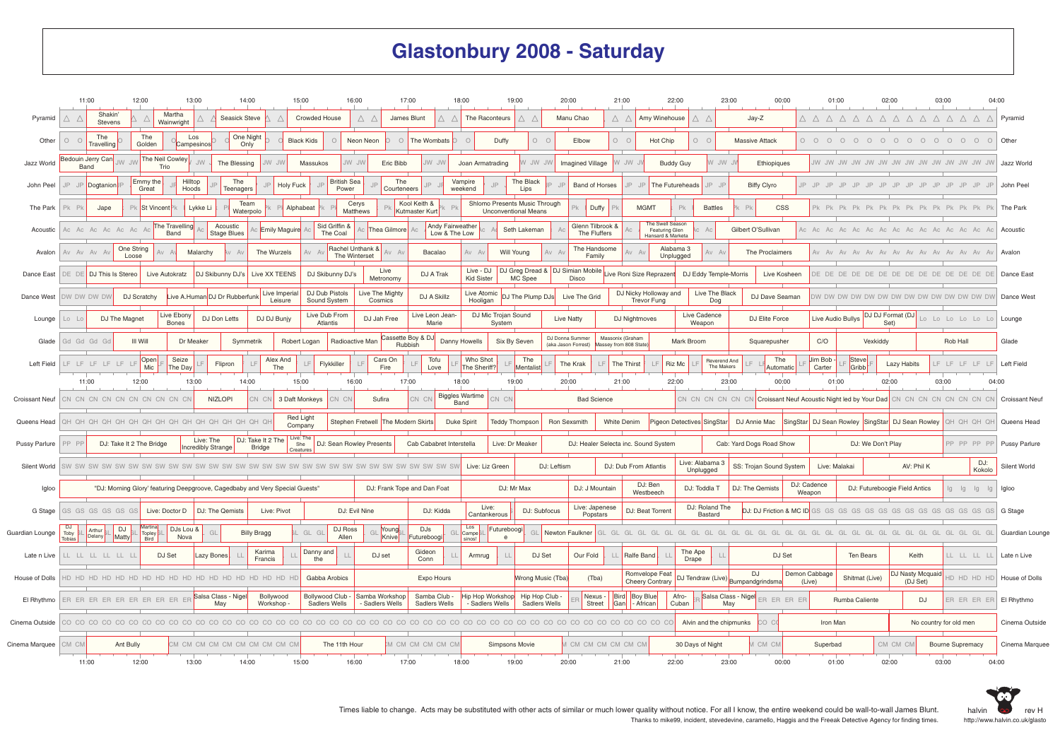# Glastonbury 2008 - Saturday

| Stage | Acts (in time order, 11:00–04:00) |
|---|---|
| Pyramid | Shakin' Stevens; Martha Wainwright; Seasick Steve; Crowded House; James Blunt; The Raconteurs; Manu Chao; Amy Winehouse; Jay-Z |
| Other | The Travelling; The Golden; Los Campesinos; One Night Only; Black Kids; Neon Neon; The Wombats; Duffy; Elbow; Hot Chip; Massive Attack |
| Jazz World | Bedouin Jerry Can Band; The Neil Cowley Trio; The Blessing; Massukos; Eric Bibb; Joan Armatrading; Imagined Village; Buddy Guy; Ethiopiques |
| John Peel | Dogtanion; Emmy the Great; Hilltop Hoods; The Teenagers; Holy Fuck; British Sea Power; The Courteeners; Vampire weekend; The Black Lips; Band of Horses; The Futureheads; Biffy Clyro |
| The Park | Jape; St Vincent; Lykke Li; Team Waterpolo; Alphabeat; Cerys Matthews; Kool Keith & Kutmaster Kurt; Shlomo Presents Music Through Unconventional Means; Duffy; MGMT; Battles; CSS |
| Acoustic | The Travelling Band; Acoustic Stage Blues; Emily Maguire; Sid Griffin & The Coal; Thea Gilmore; Andy Fairweather Low & The Low; Seth Lakeman; Glenn Tilbrook & The Fluffers; The Swell Season Featuring Glen Hansard & Marketa; Gilbert O'Sullivan |
| Avalon | One String Loose; Malarchy; The Wurzels; Rachel Unthank & The Winterset; Bacalao; Will Young; The Handsome Family; Alabama 3 Unplugged; The Proclaimers |
| Dance East | DJ This Is Stereo; Live Autokratz; DJ Skibunny DJ's; Live XX TEENS; DJ Skibunny DJ's; Live Metronomy; DJ A Trak; Live - DJ Kid Sister; DJ Greg Dread & MC Spee; DJ Simian Mobile Disco; Live Roni Size Reprazent; DJ Eddy Temple-Morris; Live Kosheen |
| Dance West | DJ Scratchy; Live A.Human; DJ Dr Rubberfunk; Live Imperial Leisure; DJ Dub Pistols Sound System; Live The Mighty Cosmics; DJ A Skillz; Live Atomic Hooligan; DJ The Plump DJs; Live The Grid; DJ Nicky Holloway and Trevor Fung; Live The Black Dog; DJ Dave Seaman |
| Lounge | DJ The Magnet; Live Ebony Bones; DJ Don Letts; DJ DJ Bunjy; Live Dub From Atlantis; DJ Jah Free; Live Leon Jean-Marie; DJ Mic Trojan Sound System; Live Natty; DJ Nightmoves; Live Cadence Weapon; DJ Elite Force; Live Audio Bullys; DJ DJ Format (DJ Set) |
| Glade | Ill Will; Dr Meaker; Symmetrik; Robert Logan; Radioactive Man; Cassette Boy & DJ Rubbish; Danny Howells; Six By Seven; DJ Donna Summer (aka Jason Forrest); Massonix (Graham Massey from 808 State); Mark Broom; Squarepusher; C/O; Vexkiddy; Rob Hall |
| Left Field | Open Mic; Seize The Day; Fliporon; Alex And The; Flykkiller; Cars On Fire; Tofu Love; Who Shot The Sheriff?; The Mentalist; The Krak; The Thirst; Riz Mc; Reverend And The Makers; The Automatic; Jim Bob - Carter; Steve Gribb; Lazy Habits |
| Croissant Neuf | NIZLOPI; 3 Daft Monkeys; Sufira; Biggles Wartime Band; Bad Science; Croissant Neuf Acoustic Night led by Your Dad |
| Queens Head | Red Light Company; Stephen Fretwell; The Modern Skirts; Duke Spirit; Teddy Thompson; Ron Sexsmith; White Denim; Pigeon Detectives; SingStar; DJ Annie Mac; SingStar; DJ Sean Rowley; SingStar; DJ Sean Rowley |
| Pussy Parlure | DJ: Take It 2 The Bridge; Live: The Incredibly Strange; DJ: Take It 2 The Bridge; Live: The She Creatures; DJ: Sean Rowley Presents; Cab Cababret Interstella; Live: Dr Meaker; DJ: Healer Selecta inc. Sound System; Cab: Yard Dogs Road Show; DJ: We Don't Play |
| Silent World | Live: Liz Green; DJ: Leftism; DJ: Dub From Atlantis; Live: Alabama 3 Unplugged; SS: Trojan Sound System; Live: Malakai; AV: Phil K; DJ: Kokolo |
| Igloo | "DJ: Morning Glory' featuring Deepgroove, Cagedbaby and Very Special Guests"; DJ: Frank Tope and Dan Foat; DJ: Mr Max; DJ: J Mountain; DJ: Ben Westbeech; DJ: Toddla T; DJ: The Qemists; DJ: Cadence Weapon; DJ: Futureboogie Field Antics |
| G Stage | Live: Doctor D; DJ: The Qemists; Live: Pivot; DJ: Evil Nine; DJ: Kidda; Live: Cantankerous; DJ: Subfocus; Live: Japanese Popstars; DJ: Beat Torrent; DJ: Roland The Bastard; DJ: DJ Friction & MC ID |
| Guardian Lounge | DJ Toby Tobias; Arthur Delany; DJ Matty; Martina Topley Bird; DJs Lou & Nova; Billy Bragg; DJ Ross Allen; Young Knive; DJs Futureboogi; Los Campesinos!; Futureboogie; Newton Faulkner |
| Late n Live | DJ Set; Lazy Bones; Karima Francis; Danny and the; DJ set; Gideon Conn; Armrug; DJ Set; Our Fold; Ralfe Band; The Ape Drape; DJ Set; Ten Bears; Keith |
| House of Dolls | Gabba Arobics; Expo Hours; Wrong Music (Tba); (Tba); Romvelope Feat Cheery Contrary; DJ Tendraw (Live); DJ Bumpandgrindsma; Demon Cabbage (Live); Shitmat (Live); DJ Nasty Mcquaid (DJ Set) |
| El Rhythmo | Salsa Class - Nigel May; Bollywood Workshop -; Bollywood Club - Sadlers Wells; Samba Workshop - Sadlers Wells; Samba Club - Sadlers Wells; Hip Hop Workshop - Sadlers Wells; Hip Hop Club - Sadlers Wells; Nexus - Street; Bird Gan; Boy Blue - African; Afro-Cuban; Salsa Class - Nigel May; Rumba Caliente; DJ |
| Cinema Outside | Alvin and the chipmunks; Iron Man; No country for old men |
| Cinema Marquee | Ant Bully; The 11th Hour; Simpsons Movie; 30 Days of Night; Superbad; Bourne Supremacy |

Times liable to change. Acts may be substituted with other acts of similar or much lower quality without notice. For all I know, the entire weekend could be wall-to-wall James Blunt.

Thanks to mike99, incident, stevedevine, caramello, Haggis and the Freeak Detective Agency for finding times.

halvin rev H http://www.halvin.co.uk/glasto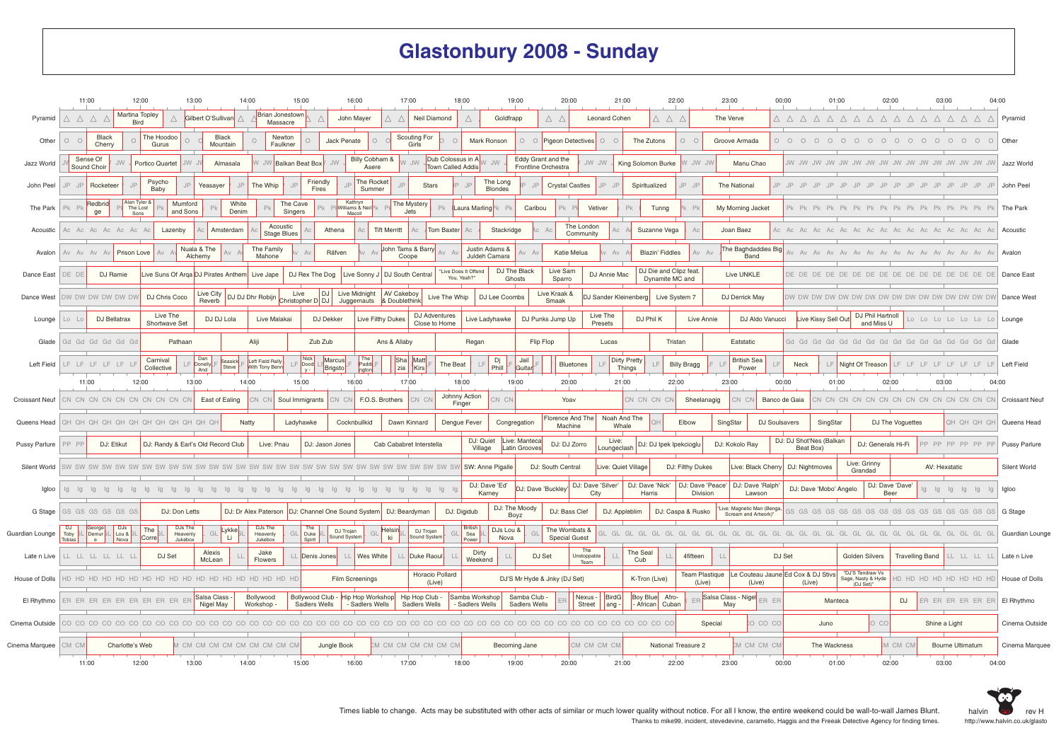# Glastonbury 2008 - Sunday

Timeline: 11:00 – 04:00. Acts are listed per stage in running order.

| Stage | Acts (in order) |
| --- | --- |
| Pyramid | Martina Topley Bird; Gilbert O'Sullivan; Brian Jonestown Massacre; John Mayer; Neil Diamond; Goldfrapp; Leonard Cohen; The Verve |
| Other | Black Cherry; The Hoodoo Gurus; Black Mountain; Newton Faulkner; Jack Penate; Scouting For Girls; Mark Ronson; Pigeon Detectives; The Zutons; Groove Armada |
| Jazz World | Sense Of Sound Choir; Portico Quartet; Almasala; Balkan Beat Box; Billy Cobham & Asere; Dub Colossus in A Town Called Addis; Eddy Grant and the Frontline Orchestra; King Solomon Burke; Manu Chao |
| John Peel | Rocketeer; Psycho Baby; Yeasayer; The Whip; Friendly Fires; The Rocket Summer; Stars; The Long Blondes; Crystal Castles; Spiritualized; The National |
| The Park | Redbridge; Alan Tyler & The Lost Sons; Mumford and Sons; White Denim; The Cave Singers; Kathryn Williams & Neil MacColl; The Mystery Jets; Laura Marling; Caribou; Vetiver; Tunng; My Morning Jacket |
| Acoustic | Lazenby; Amsterdam; Acoustic Stage Blues; Athena; Tift Merritt; Tom Baxter; Stackridge; The London Community; Suzanne Vega; Joan Baez |
| Avalon | Prison Love; Nuala & The Alchemy; The Family Mahone; Räfven; John Tams & Barry Coope; Justin Adams & Juldeh Camara; Katie Melua; Blazin' Fiddles; The Baghdaddies Big Band |
| Dance East | DJ Ramie; Live Suns Of Arqa; DJ Pirates Anthem; Live Jape; DJ Rex The Dog; Live Sonny J; DJ South Central; "Live Does It Offend You, Yeah?"; DJ The Black Ghosts; Live Sam Sparro; DJ Annie Mac; DJ Die and Clipz feat. Dynamite MC and; Live UNKLE |
| Dance West | DJ Chris Coco; Live City Reverb; DJ DJ Dhr Robijn; Live Christopher D; DJ DJ; Live Midnight Juggernauts; AV Cakeboy & Doublethink; Live The Whip; DJ Lee Coombs; Live Kraak & Smaak; DJ Sander Kleinenberg; Live System 7; DJ Derrick May |
| Lounge | DJ Bellatrax; Live The Shortwave Set; DJ DJ Lola; Live Malakai; DJ Dekker; Live Filthy Dukes; DJ Adventures Close to Home; Live Ladyhawke; DJ Punks Jump Up; Live The Presets; DJ Phil K; Live Annie; DJ Aldo Vanucci; Live Kissy Sell Out; DJ Phil Hartnoll and Miss U |
| Glade | Pathaan; Aliji; Zub Zub; Ans & Allaby; Regan; Flip Flop; Lucas; Tristan; Eatstatic |
| Left Field | Carnival Collective; Dan Donelly And; Seasick Steve; Left Field Rally With Tony Benn; Nick Doody; Marcus Brigstocke; The Paddingtons; Shazia; Matt Kirshen; The Beat; Dj Phill; Jail Guitar; Bluetones; Dirty Pretty Things; Billy Bragg; British Sea Power; Neck; Night Of Treason |
| Croissant Neuf | East of Ealing; Soul Immigrants; F.O.S. Brothers; Johnny Action Finger; Yoav; Sheelanagig; Banco de Gaia |
| Queens Head | Natty; Ladyhawke; Cocknbullkid; Dawn Kinnard; Dengue Fever; Congregation; Florence And The Machine; Noah And The Whale; Elbow; SingStar; DJ Soulsavers; SingStar; DJ The Voguettes |
| Pussy Parlure | DJ: Etikut; DJ: Randy & Earl's Old Record Club; Live: Pnau; DJ: Jason Jones; Cab Cababret Interstella; DJ: Quiet Village; Live: Manteca Latin Grooves; DJ: DJ Zorro; Live: Loungeclash; DJ: DJ Ipek Ipekcioglu; DJ: Kokolo Ray; DJ: DJ Shot'Nes (Balkan Beat Box); DJ: Generals Hi-Fi |
| Silent World | SW: Anne Pigalle; DJ: South Central; Live: Quiet Village; DJ: Filthy Dukes; Live: Black Cherry; DJ: Nightmoves; Live: Grinny Grandad; AV: Hexstatic |
| Igloo | DJ: Dave 'Ed' Karney; DJ: Dave 'Buckley'; DJ: Dave 'Silver' City; DJ: Dave 'Nick' Harris; DJ: Dave 'Peace' Division; DJ: Dave 'Ralph' Lawson; DJ: Dave 'Mobo' Angelo; DJ: Dave 'Dave' Beer |
| G Stage | DJ: Don Letts; DJ: Dr Alex Paterson; DJ: Channel One Sound System; DJ: Beardyman; DJ: Digidub; DJ: The Moody Boyz; DJ: Bass Clef; DJ: Appleblim; DJ: Caspa & Rusko; "Live: Magnetic Man (Benga, Scream and Artwork)" |
| Guardian Lounge | DJ Toby Tobias; George Demure; DJs Lou & Nova; The Corre; DJs The Heavenly Jukebox; Lykke Li; DJs The Heavenly Jukebox; The Duke Spirit; DJ Trojan Sound System; Helsinki; DJ Trojan Sound System; British Sea Power; DJs Lou & Nova; The Wombats & Special Guest |
| Late n Live | DJ Set; Alexis McLean; Jake Flowers; Denis Jones; Wes White; Duke Raoul; Dirty Weekend; DJ Set; The Unstoppable Team; The Seal Cub; 4fifteen; DJ Set; Golden Silvers; Travelling Band |
| House of Dolls | Film Screenings; Horacio Pollard (Live); DJ'S Mr Hyde & Jnky (DJ Set); K-Tron (Live); Team Plastique (Live); Le Couteau Jaune (Live); Ed Cox & DJ Stivs (Live); "DJ'S Tendraw Vs Sage, Nasty & Hyde (DJ Set)" |
| El Rhythmo | Salsa Class - Nigel May; Bollywood Workshop -; Bollywood Club - Sadlers Wells; Hip Hop Workshop - Sadlers Wells; Hip Hop Club - Sadlers Wells; Samba Workshop - Sadlers Wells; Samba Club - Sadlers Wells; Nexus - Street; BirdGang -; Boy Blue - African; Afro-Cuban; Salsa Class - Nigel May; Manteca; DJ |
| Cinema Outside | Special; Juno; Shine a Light |
| Cinema Marquee | Charlotte's Web; Jungle Book; Becoming Jane; National Treasure 2; The Wackness; Bourne Ultimatum |

Times liable to change. Acts may be substituted with other acts of similar or much lower quality without notice. For all I know, the entire weekend could be wall-to-wall James Blunt.

Thanks to mike99, incident, stevedevine, caramello, Haggis and the Freeak Detective Agency for finding times.

halvin rev H http://www.halvin.co.uk/glasto